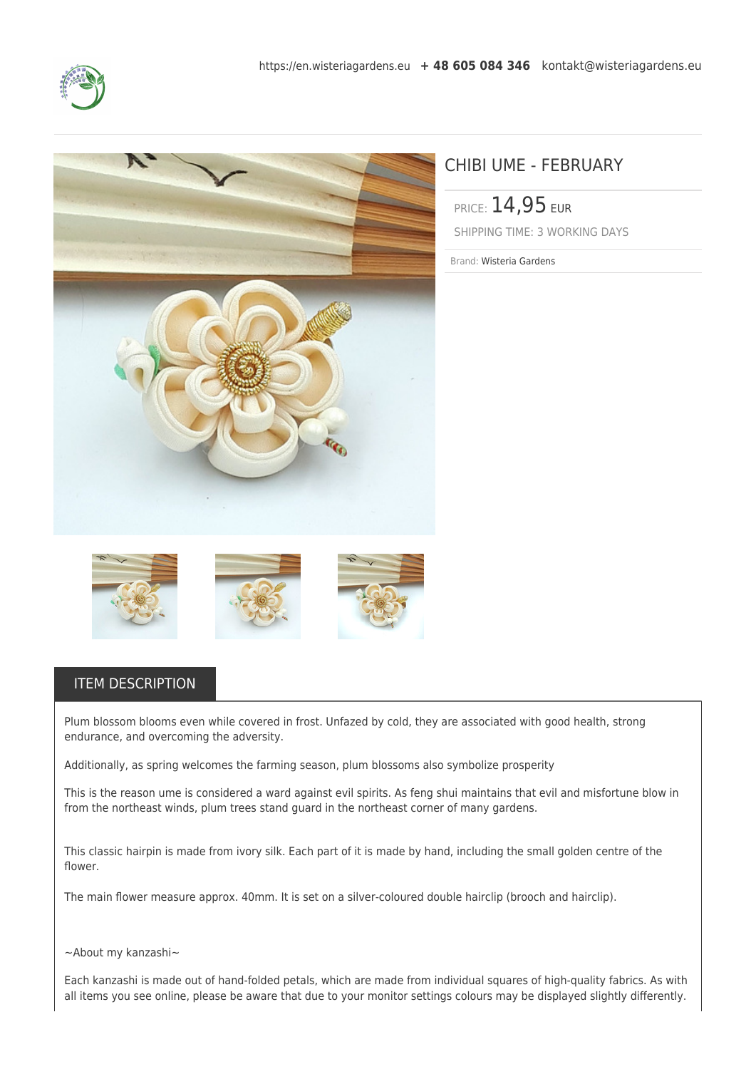https://en.wisteriagardens.eu **+ 48 605 084 346** kontakt@wisteriagardens.eu

# CHIBI UME - FEBRUARY

PRICE: 14,95 EUR

SHIPPING TIME: 3 WORKING DAYS

Brand: Wisteria Gardens

## ITEM DESCRIPTION

Plum blossom blooms even while covered in frost. Unfazed by cold, they are associated with good health, strong endurance, and overcoming the adversity.

Additionally, as spring welcomes the farming season, plum blossoms also symbolize prosperity

This is the reason ume is considered a ward against evil spirits. As feng shui maintains that evil and misfortune blow in from the northeast winds, plum trees stand guard in the northeast corner of many gardens.

This classic hairpin is made from ivory silk. Each part of it is made by hand, including the small golden centre of the flower.

The main flower measure approx. 40mm. It is set on a silver-coloured double hairclip (brooch and hairclip).

~About my kanzashi~

Each kanzashi is made out of hand-folded petals, which are made from individual squares of high-quality fabrics. As with all items you see online, please be aware that due to your monitor settings colours may be displayed slightly differently.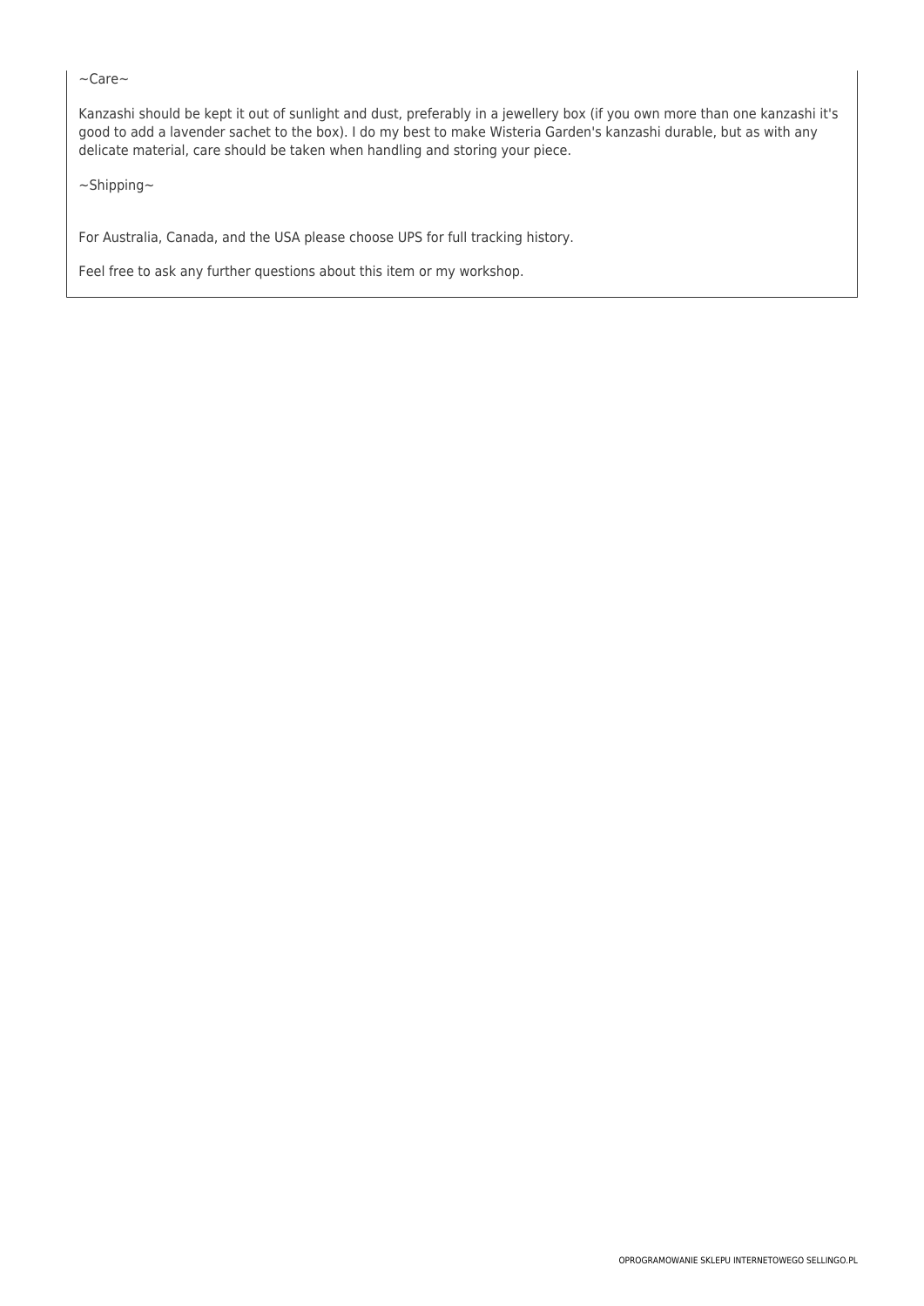~Care~

Kanzashi should be kept it out of sunlight and dust, preferably in a jewellery box (if you own more than one kanzashi it's good to add a lavender sachet to the box). I do my best to make Wisteria Garden's kanzashi durable, but as with any delicate material, care should be taken when handling and storing your piece.

~Shipping~

For Australia, Canada, and the USA please choose UPS for full tracking history.

Feel free to ask any further questions about this item or my workshop.